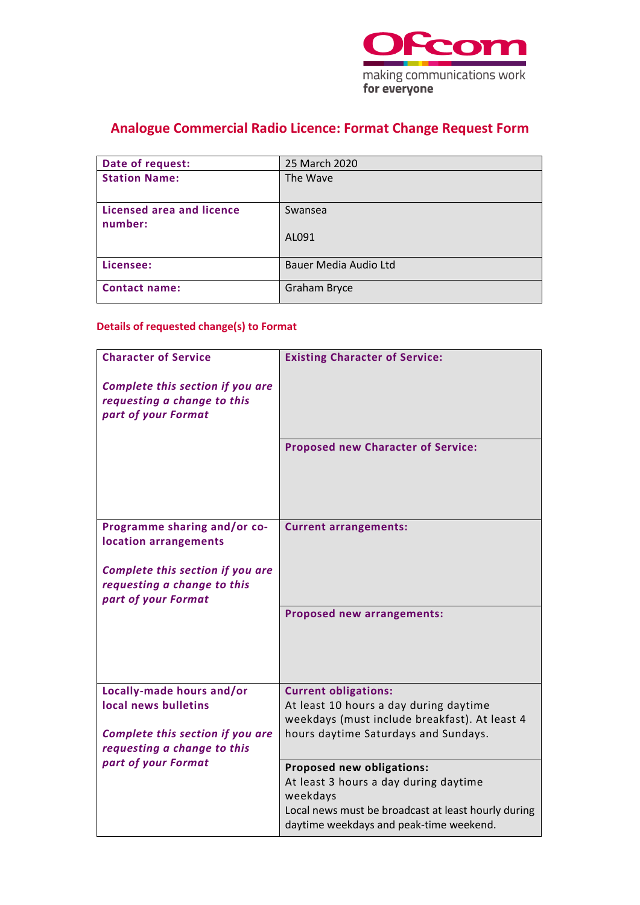# Analogue Commercial Radio Licence: Format Change Request Form

| | |
|---|---|
| **Date of request:** | 25 March 2020 |
| **Station Name:** | The Wave |
| **Licensed area and licence number:** | Swansea<br><br>AL091 |
| **Licensee:** | Bauer Media Audio Ltd |
| **Contact name:** | Graham Bryce |

## Details of requested change(s) to Format

| | |
|---|---|
| **Character of Service**<br><br>***Complete this section if you are requesting a change to this part of your Format*** | **Existing Character of Service:** |
| | **Proposed new Character of Service:** |
| **Programme sharing and/or co-location arrangements**<br><br>***Complete this section if you are requesting a change to this part of your Format*** | **Current arrangements:** |
| | **Proposed new arrangements:** |
| **Locally-made hours and/or local news bulletins**<br><br>***Complete this section if you are requesting a change to this part of your Format*** | **Current obligations:**<br>At least 10 hours a day during daytime weekdays (must include breakfast). At least 4 hours daytime Saturdays and Sundays. |
| | **Proposed new obligations:**<br>At least 3 hours a day during daytime weekdays<br>Local news must be broadcast at least hourly during daytime weekdays and peak-time weekend. |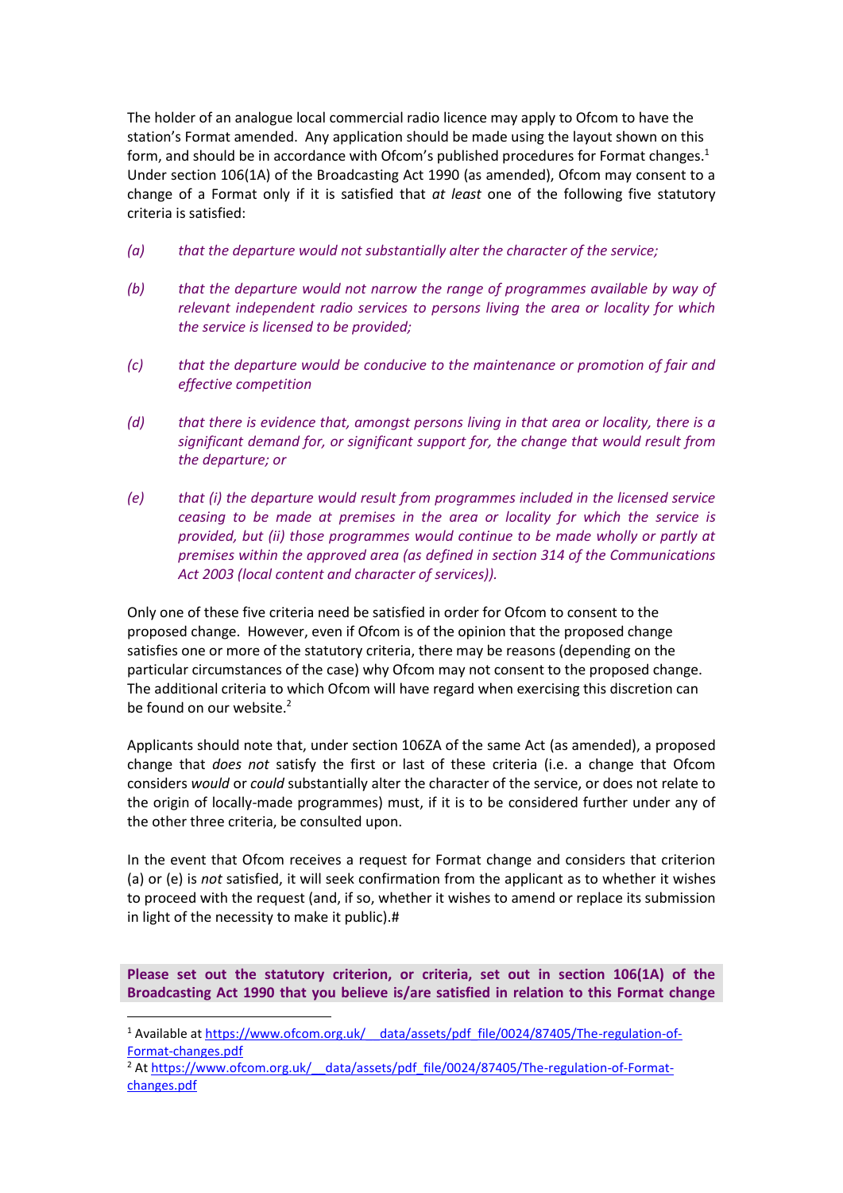The holder of an analogue local commercial radio licence may apply to Ofcom to have the station's Format amended. Any application should be made using the layout shown on this form, and should be in accordance with Ofcom's published procedures for Format changes.[1] Under section 106(1A) of the Broadcasting Act 1990 (as amended), Ofcom may consent to a change of a Format only if it is satisfied that *at least* one of the following five statutory criteria is satisfied:

*(a) that the departure would not substantially alter the character of the service;*

*(b) that the departure would not narrow the range of programmes available by way of relevant independent radio services to persons living the area or locality for which the service is licensed to be provided;*

*(c) that the departure would be conducive to the maintenance or promotion of fair and effective competition*

*(d) that there is evidence that, amongst persons living in that area or locality, there is a significant demand for, or significant support for, the change that would result from the departure; or*

*(e) that (i) the departure would result from programmes included in the licensed service ceasing to be made at premises in the area or locality for which the service is provided, but (ii) those programmes would continue to be made wholly or partly at premises within the approved area (as defined in section 314 of the Communications Act 2003 (local content and character of services)).*

Only one of these five criteria need be satisfied in order for Ofcom to consent to the proposed change. However, even if Ofcom is of the opinion that the proposed change satisfies one or more of the statutory criteria, there may be reasons (depending on the particular circumstances of the case) why Ofcom may not consent to the proposed change. The additional criteria to which Ofcom will have regard when exercising this discretion can be found on our website.[2]

Applicants should note that, under section 106ZA of the same Act (as amended), a proposed change that *does not* satisfy the first or last of these criteria (i.e. a change that Ofcom considers *would* or *could* substantially alter the character of the service, or does not relate to the origin of locally-made programmes) must, if it is to be considered further under any of the other three criteria, be consulted upon.

In the event that Ofcom receives a request for Format change and considers that criterion (a) or (e) is *not* satisfied, it will seek confirmation from the applicant as to whether it wishes to proceed with the request (and, if so, whether it wishes to amend or replace its submission in light of the necessity to make it public).#

**Please set out the statutory criterion, or criteria, set out in section 106(1A) of the Broadcasting Act 1990 that you believe is/are satisfied in relation to this Format change**

---

[1] Available at https://www.ofcom.org.uk/__data/assets/pdf_file/0024/87405/The-regulation-of-Format-changes.pdf

[2] At https://www.ofcom.org.uk/__data/assets/pdf_file/0024/87405/The-regulation-of-Format-changes.pdf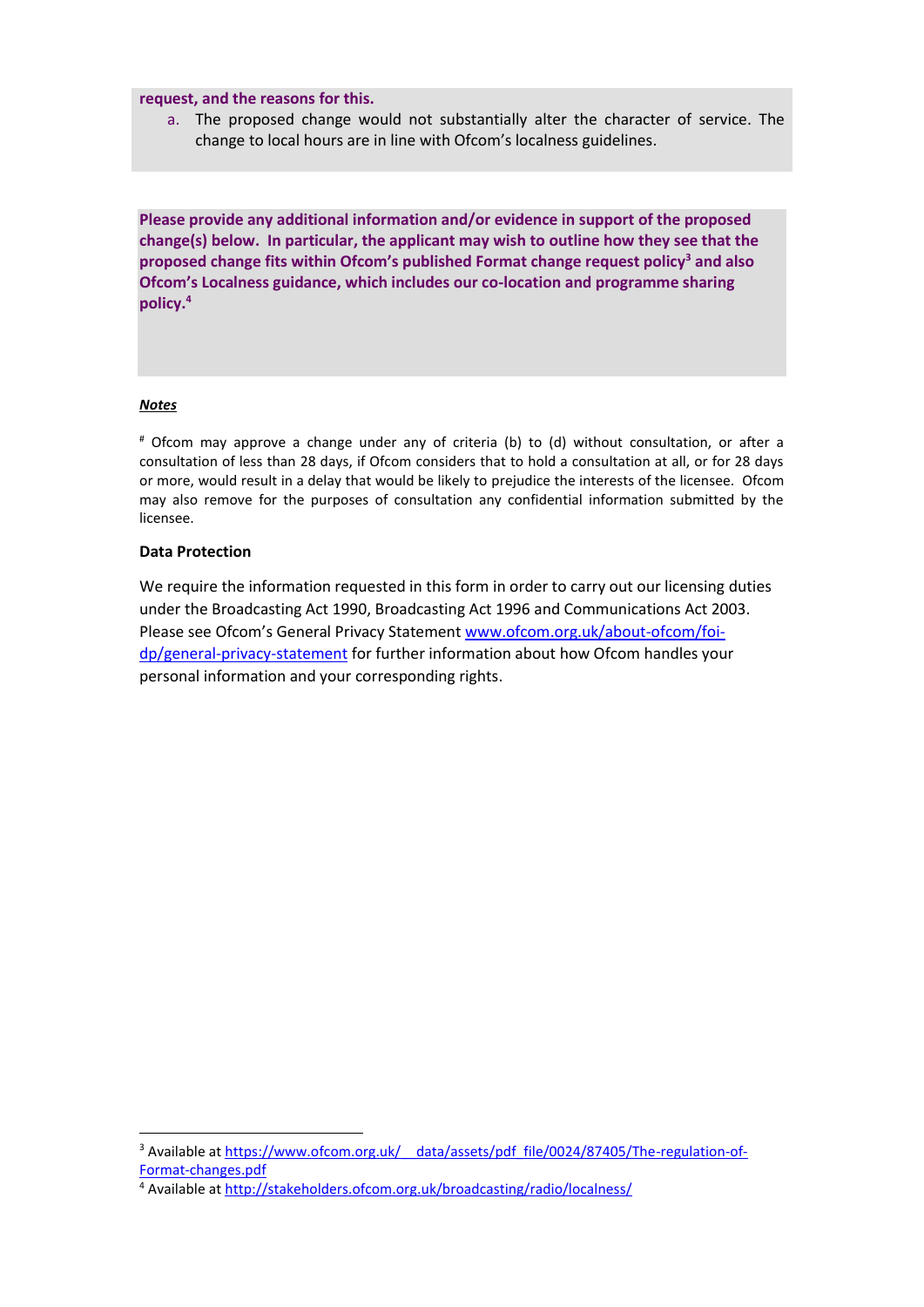**request, and the reasons for this.**

a. The proposed change would not substantially alter the character of service. The change to local hours are in line with Ofcom's localness guidelines.

**Please provide any additional information and/or evidence in support of the proposed change(s) below. In particular, the applicant may wish to outline how they see that the proposed change fits within Ofcom's published Format change request policy[3] and also Ofcom's Localness guidance, which includes our co-location and programme sharing policy.[4]**

***Notes***

[#] Ofcom may approve a change under any of criteria (b) to (d) without consultation, or after a consultation of less than 28 days, if Ofcom considers that to hold a consultation at all, or for 28 days or more, would result in a delay that would be likely to prejudice the interests of the licensee. Ofcom may also remove for the purposes of consultation any confidential information submitted by the licensee.

**Data Protection**

We require the information requested in this form in order to carry out our licensing duties under the Broadcasting Act 1990, Broadcasting Act 1996 and Communications Act 2003. Please see Ofcom's General Privacy Statement www.ofcom.org.uk/about-ofcom/foi-dp/general-privacy-statement for further information about how Ofcom handles your personal information and your corresponding rights.

[3] Available at https://www.ofcom.org.uk/__data/assets/pdf_file/0024/87405/The-regulation-of-Format-changes.pdf

[4] Available at http://stakeholders.ofcom.org.uk/broadcasting/radio/localness/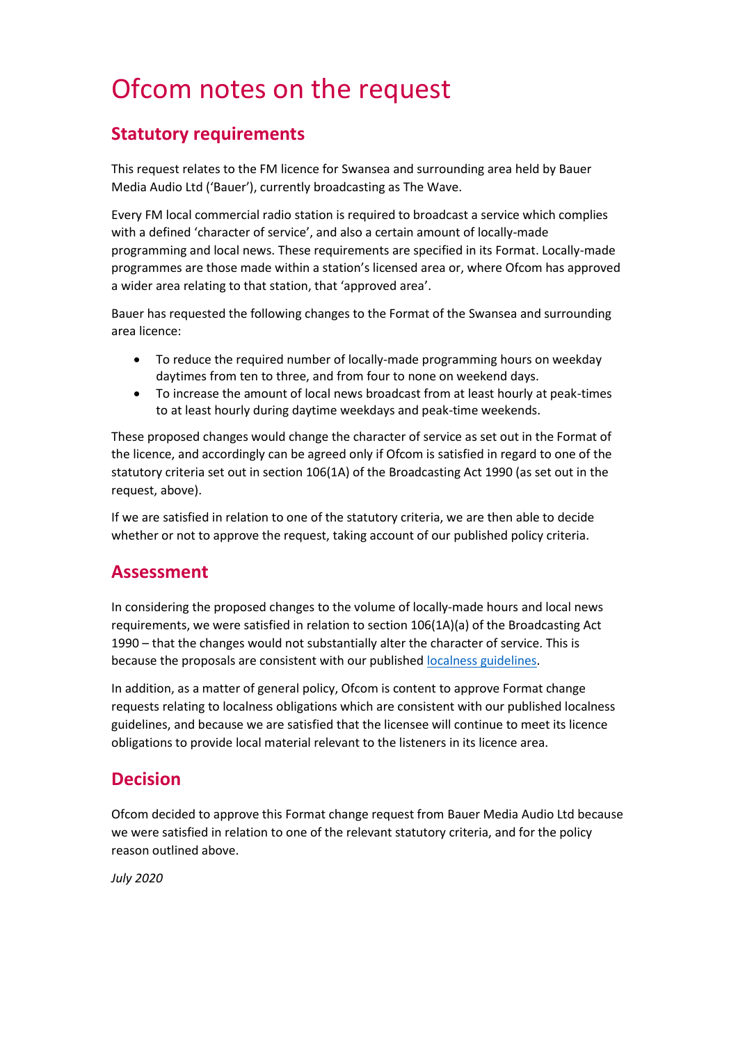# Ofcom notes on the request

## Statutory requirements

This request relates to the FM licence for Swansea and surrounding area held by Bauer Media Audio Ltd ('Bauer'), currently broadcasting as The Wave.

Every FM local commercial radio station is required to broadcast a service which complies with a defined 'character of service', and also a certain amount of locally-made programming and local news. These requirements are specified in its Format. Locally-made programmes are those made within a station's licensed area or, where Ofcom has approved a wider area relating to that station, that 'approved area'.

Bauer has requested the following changes to the Format of the Swansea and surrounding area licence:

- To reduce the required number of locally-made programming hours on weekday daytimes from ten to three, and from four to none on weekend days.
- To increase the amount of local news broadcast from at least hourly at peak-times to at least hourly during daytime weekdays and peak-time weekends.

These proposed changes would change the character of service as set out in the Format of the licence, and accordingly can be agreed only if Ofcom is satisfied in regard to one of the statutory criteria set out in section 106(1A) of the Broadcasting Act 1990 (as set out in the request, above).

If we are satisfied in relation to one of the statutory criteria, we are then able to decide whether or not to approve the request, taking account of our published policy criteria.

## Assessment

In considering the proposed changes to the volume of locally-made hours and local news requirements, we were satisfied in relation to section 106(1A)(a) of the Broadcasting Act 1990 – that the changes would not substantially alter the character of service. This is because the proposals are consistent with our published localness guidelines.

In addition, as a matter of general policy, Ofcom is content to approve Format change requests relating to localness obligations which are consistent with our published localness guidelines, and because we are satisfied that the licensee will continue to meet its licence obligations to provide local material relevant to the listeners in its licence area.

## Decision

Ofcom decided to approve this Format change request from Bauer Media Audio Ltd because we were satisfied in relation to one of the relevant statutory criteria, and for the policy reason outlined above.

*July 2020*